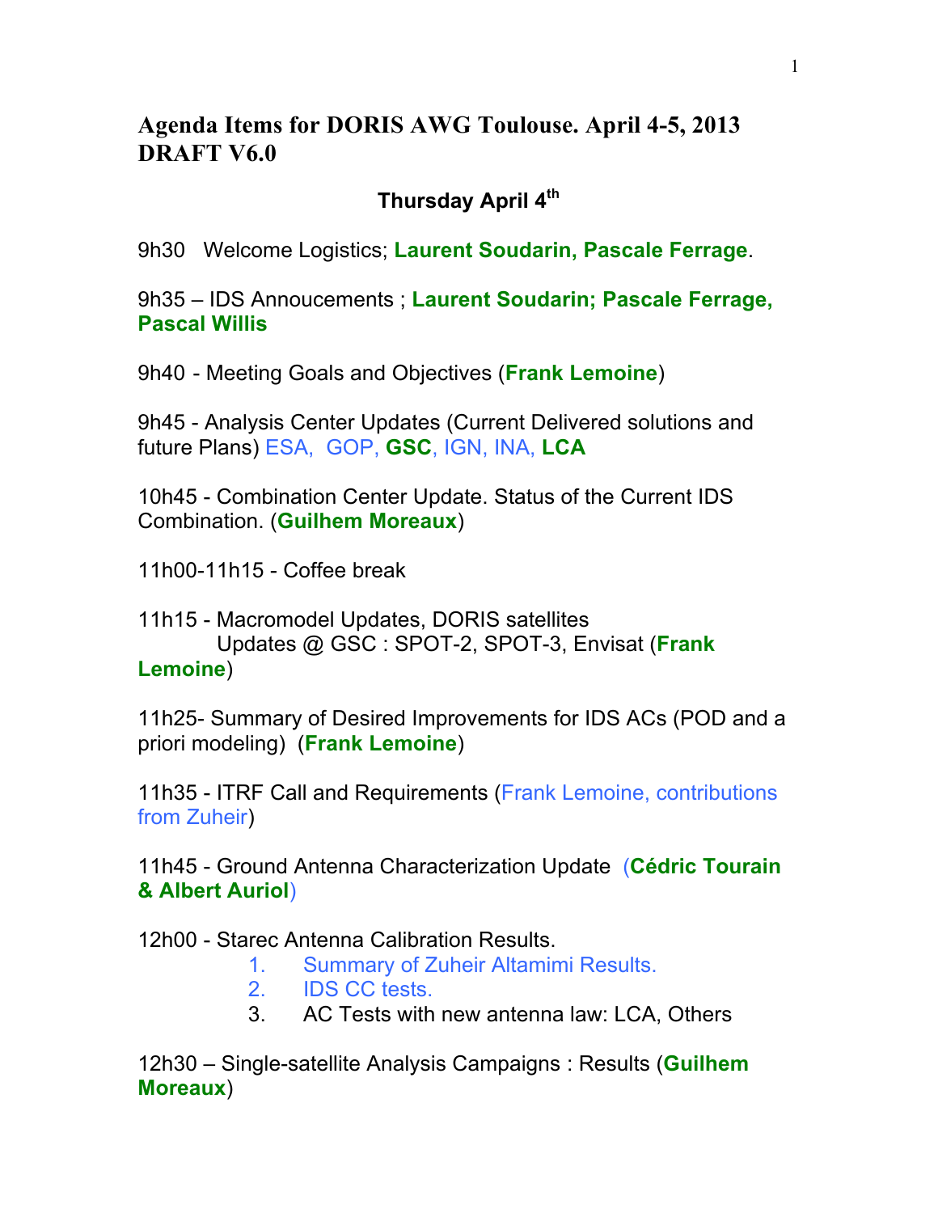# Agenda Items for DORIS AWG Toulouse. April 4-5, 2013 DRAFT V6.0

## Thursday April 4th

9h30 Welcome Logistics; **Laurent Soudarin, Pascale Ferrage**.

9h35 – IDS Annoucements ; **Laurent Soudarin; Pascale Ferrage, Pascal Willis**

9h40 - Meeting Goals and Objectives (**Frank Lemoine**)

9h45 - Analysis Center Updates (Current Delivered solutions and future Plans) ESA, GOP, **GSC**, IGN, INA, **LCA**

10h45 - Combination Center Update. Status of the Current IDS Combination. (**Guilhem Moreaux**)

11h00-11h15 - Coffee break

11h15 - Macromodel Updates, DORIS satellites
Updates @ GSC : SPOT-2, SPOT-3, Envisat (**Frank Lemoine**)

11h25- Summary of Desired Improvements for IDS ACs (POD and a priori modeling) (**Frank Lemoine**)

11h35 - ITRF Call and Requirements (Frank Lemoine, contributions from Zuheir)

11h45 - Ground Antenna Characterization Update (**Cédric Tourain & Albert Auriol**)

12h00 - Starec Antenna Calibration Results.

1. Summary of Zuheir Altamimi Results.
2. IDS CC tests.
3. AC Tests with new antenna law: LCA, Others

12h30 – Single-satellite Analysis Campaigns : Results (**Guilhem Moreaux**)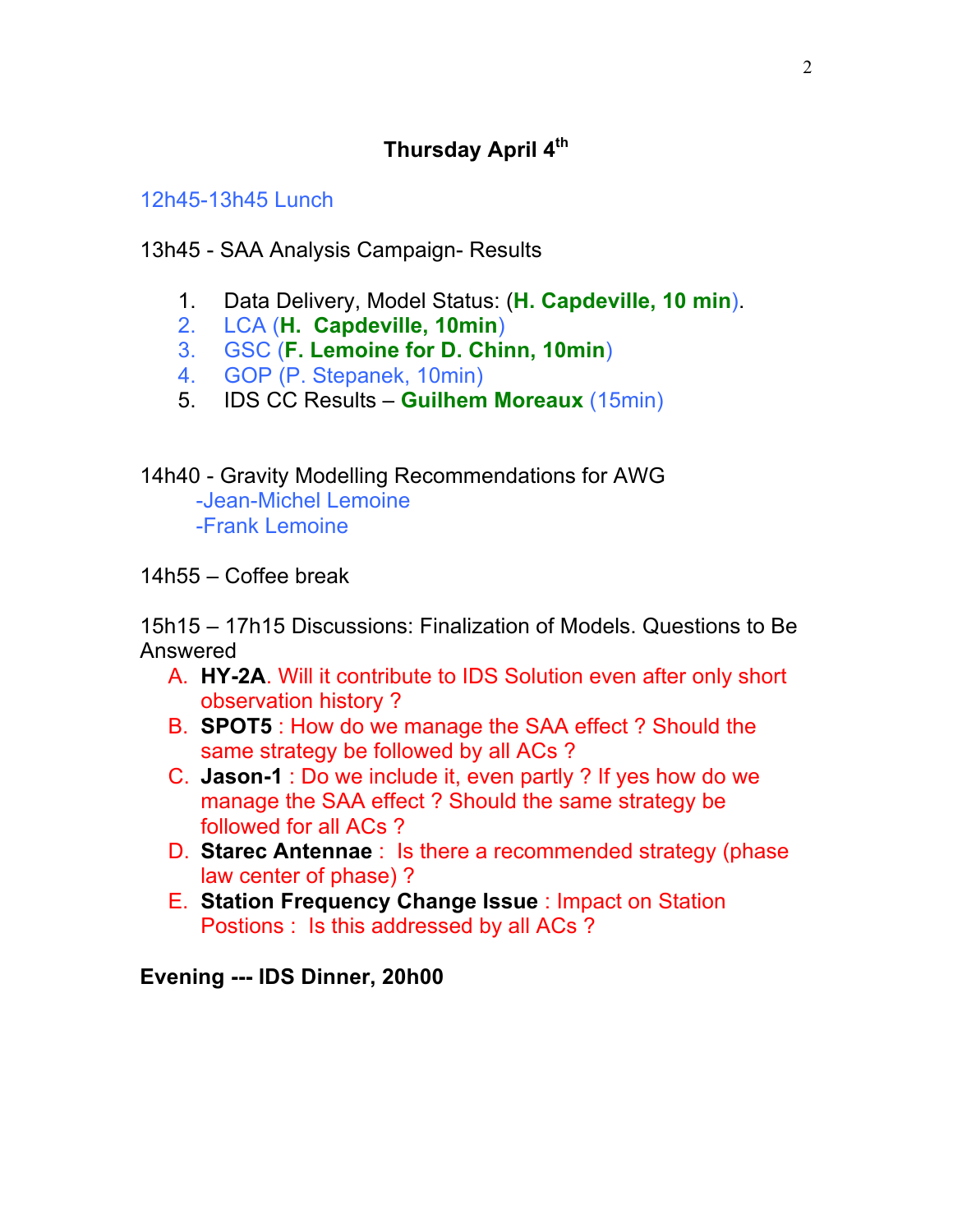## Thursday April 4th

12h45-13h45 Lunch

13h45 - SAA Analysis Campaign- Results

1. Data Delivery, Model Status: (**H. Capdeville, 10 min**).
2. LCA (**H. Capdeville, 10min**)
3. GSC (**F. Lemoine for D. Chinn, 10min**)
4. GOP (P. Stepanek, 10min)
5. IDS CC Results – **Guilhem Moreaux** (15min)

14h40 - Gravity Modelling Recommendations for AWG
  -Jean-Michel Lemoine
  -Frank Lemoine

14h55 – Coffee break

15h15 – 17h15 Discussions: Finalization of Models. Questions to Be Answered

A. **HY-2A**. Will it contribute to IDS Solution even after only short observation history ?
B. **SPOT5** : How do we manage the SAA effect ? Should the same strategy be followed by all ACs ?
C. **Jason-1** : Do we include it, even partly ? If yes how do we manage the SAA effect ? Should the same strategy be followed for all ACs ?
D. **Starec Antennae** : Is there a recommended strategy (phase law center of phase) ?
E. **Station Frequency Change Issue** : Impact on Station Postions : Is this addressed by all ACs ?

**Evening --- IDS Dinner, 20h00**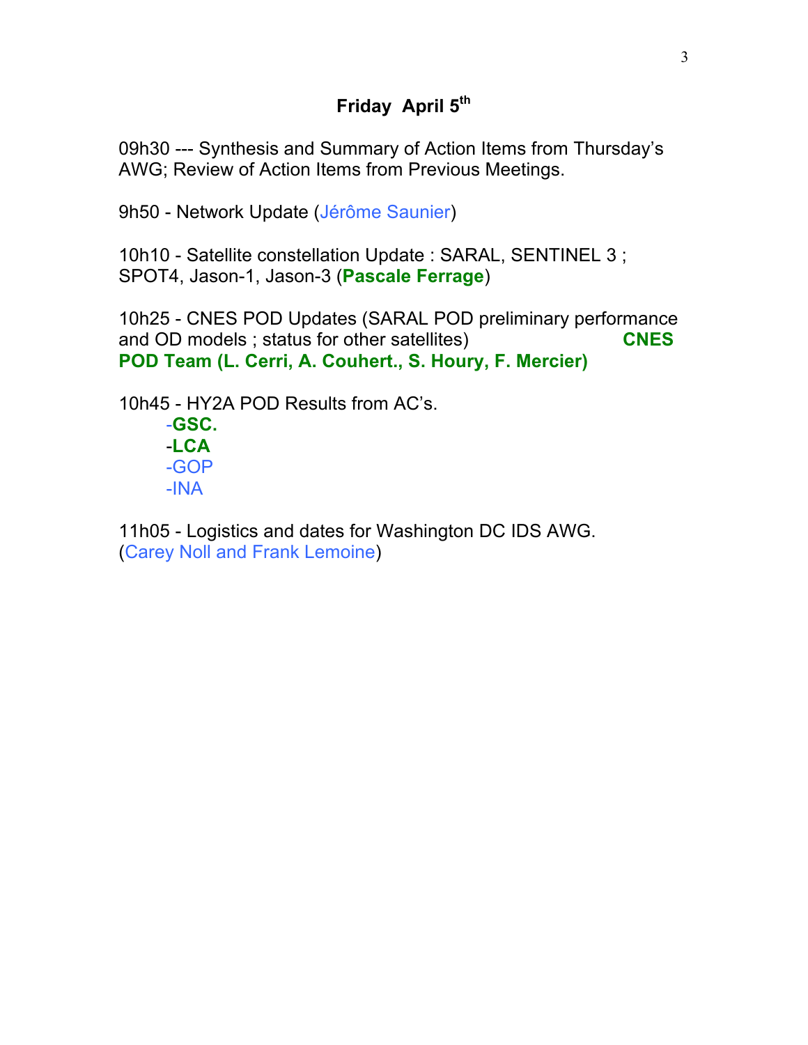## Friday April 5th

09h30 --- Synthesis and Summary of Action Items from Thursday's AWG; Review of Action Items from Previous Meetings.

9h50 - Network Update (Jérôme Saunier)

10h10 - Satellite constellation Update : SARAL, SENTINEL 3 ; SPOT4, Jason-1, Jason-3 (**Pascale Ferrage**)

10h25 - CNES POD Updates (SARAL POD preliminary performance and OD models ; status for other satellites) **CNES POD Team (L. Cerri, A. Couhert., S. Houry, F. Mercier)**

10h45 - HY2A POD Results from AC's.

- **GSC.**
- **LCA**
- GOP
- INA

11h05 - Logistics and dates for Washington DC IDS AWG. (Carey Noll and Frank Lemoine)